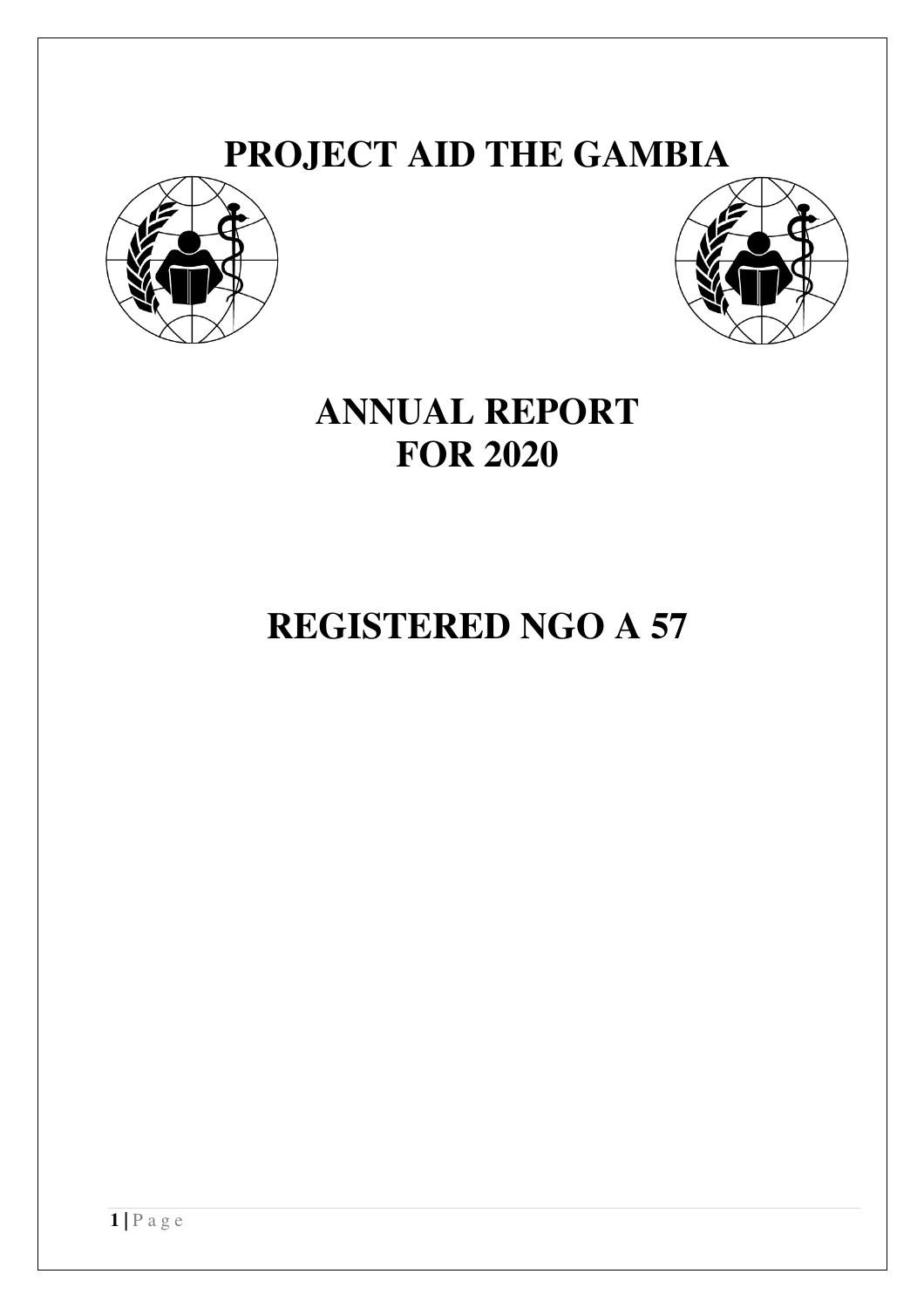# PROJECT AID THE GAMBIA

# ANNUAL REPORT FOR 2020

# REGISTERED NGO A 57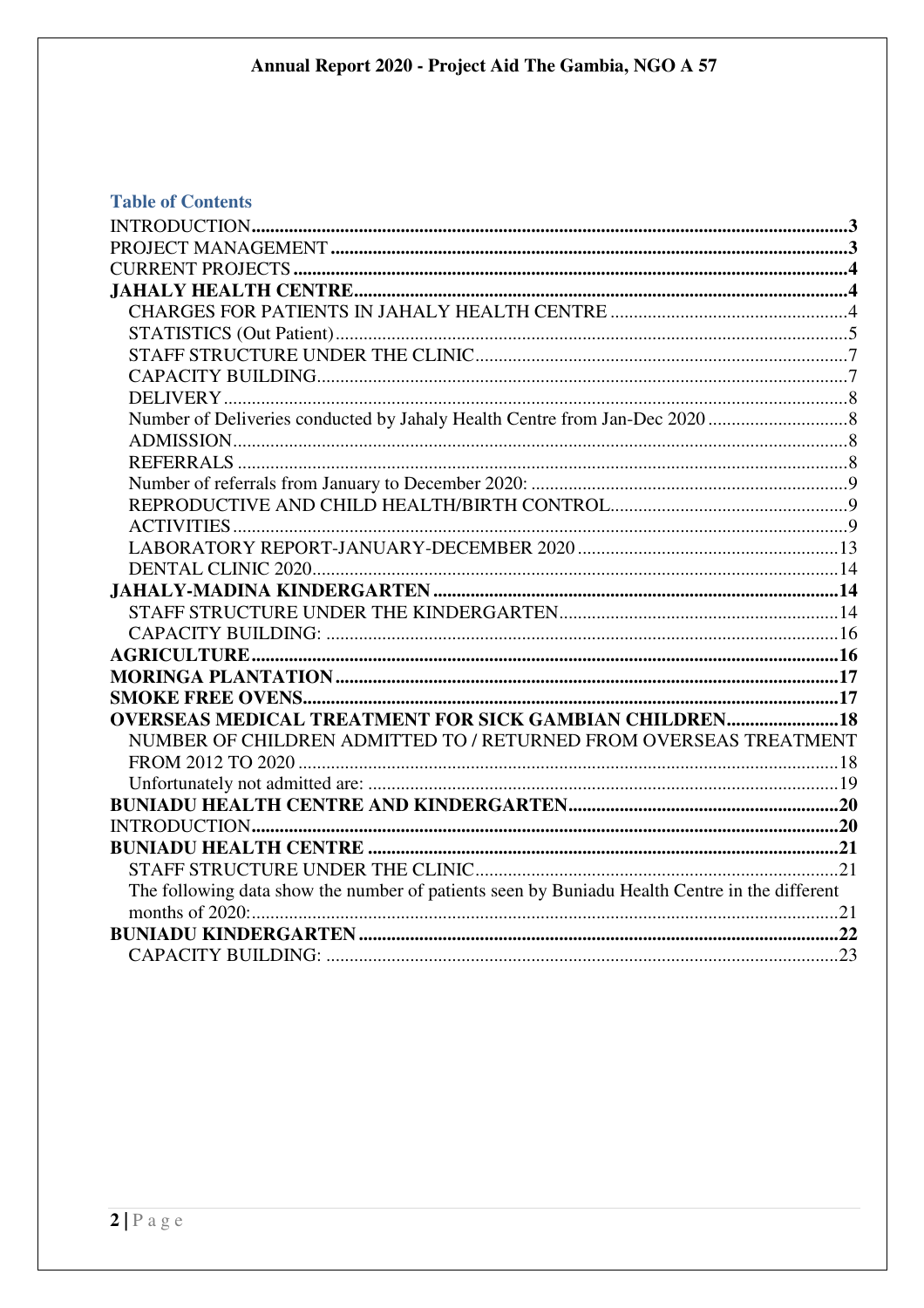## Table of Contents

- **INTRODUCTION** ..... **3**
- **PROJECT MANAGEMENT** ..... **3**
- **CURRENT PROJECTS** ..... **4**
- **JAHALY HEALTH CENTRE** ..... **4**
  - CHARGES FOR PATIENTS IN JAHALY HEALTH CENTRE ..... 4
  - STATISTICS (Out Patient) ..... 5
  - STAFF STRUCTURE UNDER THE CLINIC ..... 7
  - CAPACITY BUILDING ..... 7
  - DELIVERY ..... 8
  - Number of Deliveries conducted by Jahaly Health Centre from Jan-Dec 2020 ..... 8
  - ADMISSION ..... 8
  - REFERRALS ..... 8
  - Number of referrals from January to December 2020: ..... 9
  - REPRODUCTIVE AND CHILD HEALTH/BIRTH CONTROL ..... 9
  - ACTIVITIES ..... 9
  - LABORATORY REPORT-JANUARY-DECEMBER 2020 ..... 13
  - DENTAL CLINIC 2020 ..... 14
- **JAHALY-MADINA KINDERGARTEN** ..... **14**
  - STAFF STRUCTURE UNDER THE KINDERGARTEN ..... 14
  - CAPACITY BUILDING: ..... 16
- **AGRICULTURE** ..... **16**
- **MORINGA PLANTATION** ..... **17**
- **SMOKE FREE OVENS** ..... **17**
- **OVERSEAS MEDICAL TREATMENT FOR SICK GAMBIAN CHILDREN** ..... **18**
  - NUMBER OF CHILDREN ADMITTED TO / RETURNED FROM OVERSEAS TREATMENT FROM 2012 TO 2020 ..... 18
  - Unfortunately not admitted are: ..... 19
- **BUNIADU HEALTH CENTRE AND KINDERGARTEN** ..... **20**
- **INTRODUCTION** ..... **20**
- **BUNIADU HEALTH CENTRE** ..... **21**
  - STAFF STRUCTURE UNDER THE CLINIC ..... 21
  - The following data show the number of patients seen by Buniadu Health Centre in the different months of 2020: ..... 21
- **BUNIADU KINDERGARTEN** ..... **22**
  - CAPACITY BUILDING: ..... 23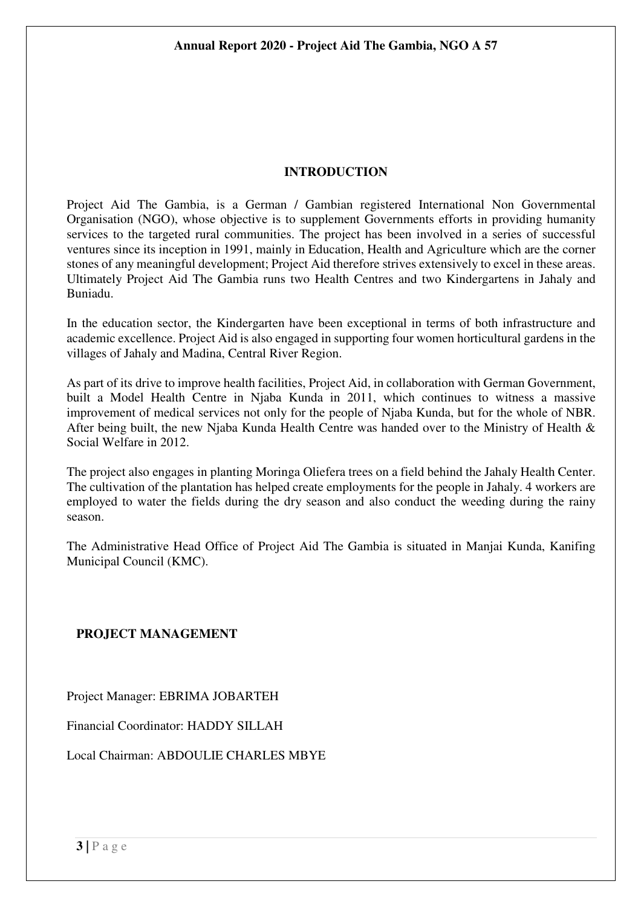## INTRODUCTION

Project Aid The Gambia, is a German / Gambian registered International Non Governmental Organisation (NGO), whose objective is to supplement Governments efforts in providing humanity services to the targeted rural communities. The project has been involved in a series of successful ventures since its inception in 1991, mainly in Education, Health and Agriculture which are the corner stones of any meaningful development; Project Aid therefore strives extensively to excel in these areas. Ultimately Project Aid The Gambia runs two Health Centres and two Kindergartens in Jahaly and Buniadu.

In the education sector, the Kindergarten have been exceptional in terms of both infrastructure and academic excellence. Project Aid is also engaged in supporting four women horticultural gardens in the villages of Jahaly and Madina, Central River Region.

As part of its drive to improve health facilities, Project Aid, in collaboration with German Government, built a Model Health Centre in Njaba Kunda in 2011, which continues to witness a massive improvement of medical services not only for the people of Njaba Kunda, but for the whole of NBR. After being built, the new Njaba Kunda Health Centre was handed over to the Ministry of Health & Social Welfare in 2012.

The project also engages in planting Moringa Oliefera trees on a field behind the Jahaly Health Center. The cultivation of the plantation has helped create employments for the people in Jahaly. 4 workers are employed to water the fields during the dry season and also conduct the weeding during the rainy season.

The Administrative Head Office of Project Aid The Gambia is situated in Manjai Kunda, Kanifing Municipal Council (KMC).

## PROJECT MANAGEMENT

Project Manager: EBRIMA JOBARTEH

Financial Coordinator: HADDY SILLAH

Local Chairman: ABDOULIE CHARLES MBYE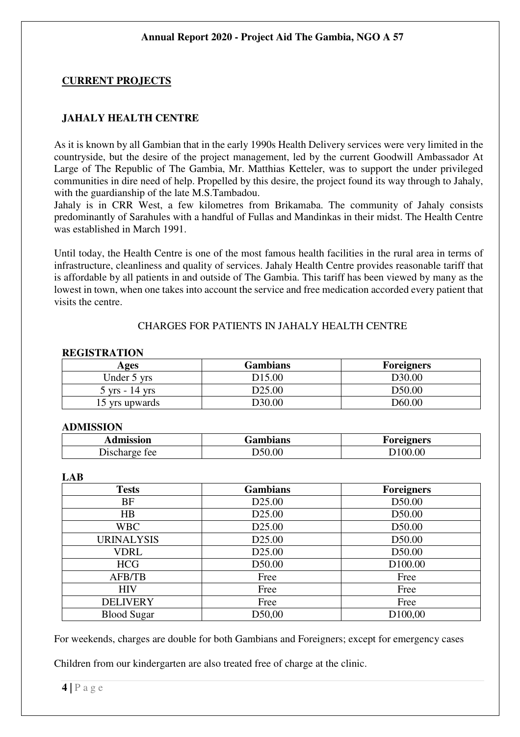## CURRENT PROJECTS

### JAHALY HEALTH CENTRE

As it is known by all Gambian that in the early 1990s Health Delivery services were very limited in the countryside, but the desire of the project management, led by the current Goodwill Ambassador At Large of The Republic of The Gambia, Mr. Matthias Ketteler, was to support the under privileged communities in dire need of help. Propelled by this desire, the project found its way through to Jahaly, with the guardianship of the late M.S.Tambadou.
Jahaly is in CRR West, a few kilometres from Brikamaba. The community of Jahaly consists predominantly of Sarahules with a handful of Fullas and Mandinkas in their midst. The Health Centre was established in March 1991.

Until today, the Health Centre is one of the most famous health facilities in the rural area in terms of infrastructure, cleanliness and quality of services. Jahaly Health Centre provides reasonable tariff that is affordable by all patients in and outside of The Gambia. This tariff has been viewed by many as the lowest in town, when one takes into account the service and free medication accorded every patient that visits the centre.

CHARGES FOR PATIENTS IN JAHALY HEALTH CENTRE

**REGISTRATION**

| Ages | Gambians | Foreigners |
|---|---|---|
| Under 5 yrs | D15.00 | D30.00 |
| 5 yrs - 14 yrs | D25.00 | D50.00 |
| 15 yrs upwards | D30.00 | D60.00 |

**ADMISSION**

| Admission | Gambians | Foreigners |
|---|---|---|
| Discharge fee | D50.00 | D100.00 |

**LAB**

| Tests | Gambians | Foreigners |
|---|---|---|
| BF | D25.00 | D50.00 |
| HB | D25.00 | D50.00 |
| WBC | D25.00 | D50.00 |
| URINALYSIS | D25.00 | D50.00 |
| VDRL | D25.00 | D50.00 |
| HCG | D50.00 | D100.00 |
| AFB/TB | Free | Free |
| HIV | Free | Free |
| DELIVERY | Free | Free |
| Blood Sugar | D50,00 | D100,00 |

For weekends, charges are double for both Gambians and Foreigners; except for emergency cases

Children from our kindergarten are also treated free of charge at the clinic.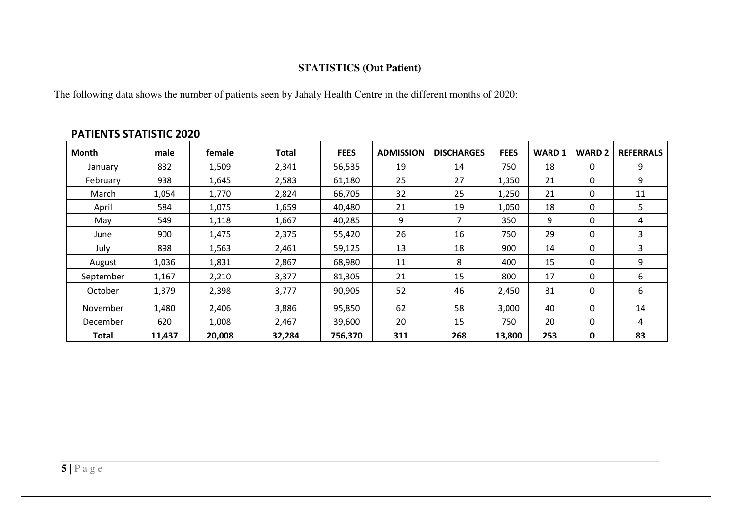**STATISTICS (Out Patient)**

The following data shows the number of patients seen by Jahaly Health Centre in the different months of 2020:

## PATIENTS STATISTIC 2020

| Month | male | female | Total | FEES | ADMISSION | DISCHARGES | FEES | WARD 1 | WARD 2 | REFERRALS |
|---|---|---|---|---|---|---|---|---|---|---|
| January | 832 | 1,509 | 2,341 | 56,535 | 19 | 14 | 750 | 18 | 0 | 9 |
| February | 938 | 1,645 | 2,583 | 61,180 | 25 | 27 | 1,350 | 21 | 0 | 9 |
| March | 1,054 | 1,770 | 2,824 | 66,705 | 32 | 25 | 1,250 | 21 | 0 | 11 |
| April | 584 | 1,075 | 1,659 | 40,480 | 21 | 19 | 1,050 | 18 | 0 | 5 |
| May | 549 | 1,118 | 1,667 | 40,285 | 9 | 7 | 350 | 9 | 0 | 4 |
| June | 900 | 1,475 | 2,375 | 55,420 | 26 | 16 | 750 | 29 | 0 | 3 |
| July | 898 | 1,563 | 2,461 | 59,125 | 13 | 18 | 900 | 14 | 0 | 3 |
| August | 1,036 | 1,831 | 2,867 | 68,980 | 11 | 8 | 400 | 15 | 0 | 9 |
| September | 1,167 | 2,210 | 3,377 | 81,305 | 21 | 15 | 800 | 17 | 0 | 6 |
| October | 1,379 | 2,398 | 3,777 | 90,905 | 52 | 46 | 2,450 | 31 | 0 | 6 |
| November | 1,480 | 2,406 | 3,886 | 95,850 | 62 | 58 | 3,000 | 40 | 0 | 14 |
| December | 620 | 1,008 | 2,467 | 39,600 | 20 | 15 | 750 | 20 | 0 | 4 |
| **Total** | **11,437** | **20,008** | **32,284** | **756,370** | **311** | **268** | **13,800** | **253** | **0** | **83** |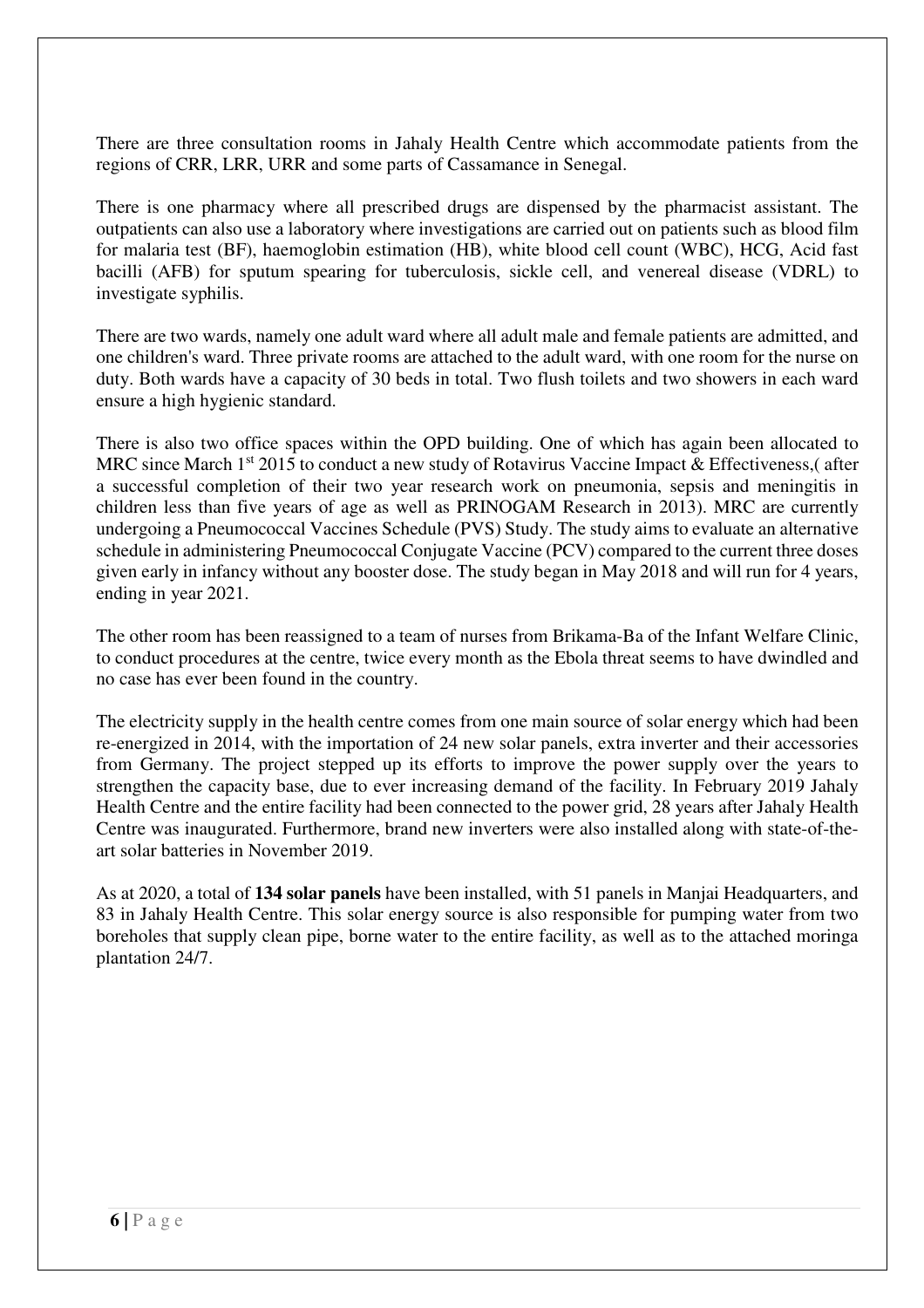There are three consultation rooms in Jahaly Health Centre which accommodate patients from the regions of CRR, LRR, URR and some parts of Cassamance in Senegal.

There is one pharmacy where all prescribed drugs are dispensed by the pharmacist assistant. The outpatients can also use a laboratory where investigations are carried out on patients such as blood film for malaria test (BF), haemoglobin estimation (HB), white blood cell count (WBC), HCG, Acid fast bacilli (AFB) for sputum spearing for tuberculosis, sickle cell, and venereal disease (VDRL) to investigate syphilis.

There are two wards, namely one adult ward where all adult male and female patients are admitted, and one children's ward. Three private rooms are attached to the adult ward, with one room for the nurse on duty. Both wards have a capacity of 30 beds in total. Two flush toilets and two showers in each ward ensure a high hygienic standard.

There is also two office spaces within the OPD building. One of which has again been allocated to MRC since March 1st 2015 to conduct a new study of Rotavirus Vaccine Impact & Effectiveness,( after a successful completion of their two year research work on pneumonia, sepsis and meningitis in children less than five years of age as well as PRINOGAM Research in 2013). MRC are currently undergoing a Pneumococcal Vaccines Schedule (PVS) Study. The study aims to evaluate an alternative schedule in administering Pneumococcal Conjugate Vaccine (PCV) compared to the current three doses given early in infancy without any booster dose. The study began in May 2018 and will run for 4 years, ending in year 2021.

The other room has been reassigned to a team of nurses from Brikama-Ba of the Infant Welfare Clinic, to conduct procedures at the centre, twice every month as the Ebola threat seems to have dwindled and no case has ever been found in the country.

The electricity supply in the health centre comes from one main source of solar energy which had been re-energized in 2014, with the importation of 24 new solar panels, extra inverter and their accessories from Germany. The project stepped up its efforts to improve the power supply over the years to strengthen the capacity base, due to ever increasing demand of the facility. In February 2019 Jahaly Health Centre and the entire facility had been connected to the power grid, 28 years after Jahaly Health Centre was inaugurated. Furthermore, brand new inverters were also installed along with state-of-the-art solar batteries in November 2019.

As at 2020, a total of **134 solar panels** have been installed, with 51 panels in Manjai Headquarters, and 83 in Jahaly Health Centre. This solar energy source is also responsible for pumping water from two boreholes that supply clean pipe, borne water to the entire facility, as well as to the attached moringa plantation 24/7.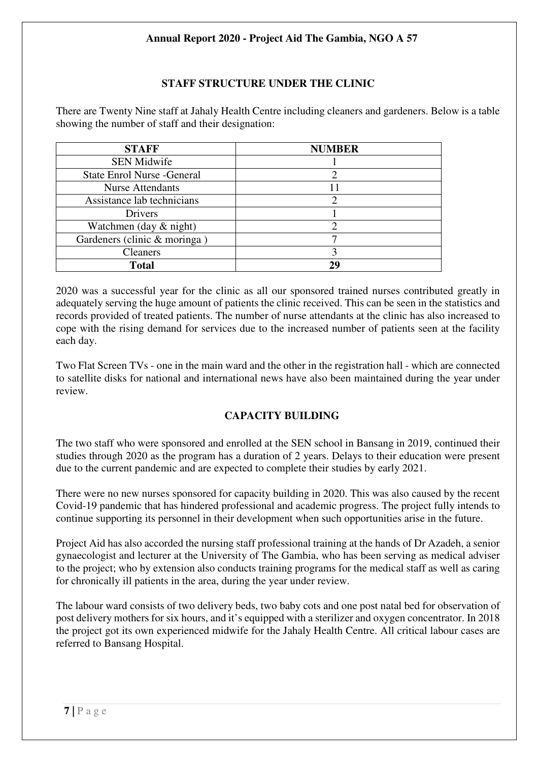## STAFF STRUCTURE UNDER THE CLINIC

There are Twenty Nine staff at Jahaly Health Centre including cleaners and gardeners. Below is a table showing the number of staff and their designation:

| STAFF | NUMBER |
|---|---|
| SEN Midwife | 1 |
| State Enrol Nurse -General | 2 |
| Nurse Attendants | 11 |
| Assistance lab technicians | 2 |
| Drivers | 1 |
| Watchmen (day & night) | 2 |
| Gardeners (clinic & moringa ) | 7 |
| Cleaners | 3 |
| **Total** | **29** |

2020 was a successful year for the clinic as all our sponsored trained nurses contributed greatly in adequately serving the huge amount of patients the clinic received. This can be seen in the statistics and records provided of treated patients. The number of nurse attendants at the clinic has also increased to cope with the rising demand for services due to the increased number of patients seen at the facility each day.

Two Flat Screen TVs - one in the main ward and the other in the registration hall - which are connected to satellite disks for national and international news have also been maintained during the year under review.

## CAPACITY BUILDING

The two staff who were sponsored and enrolled at the SEN school in Bansang in 2019, continued their studies through 2020 as the program has a duration of 2 years. Delays to their education were present due to the current pandemic and are expected to complete their studies by early 2021.

There were no new nurses sponsored for capacity building in 2020. This was also caused by the recent Covid-19 pandemic that has hindered professional and academic progress. The project fully intends to continue supporting its personnel in their development when such opportunities arise in the future.

Project Aid has also accorded the nursing staff professional training at the hands of Dr Azadeh, a senior gynaecologist and lecturer at the University of The Gambia, who has been serving as medical adviser to the project; who by extension also conducts training programs for the medical staff as well as caring for chronically ill patients in the area, during the year under review.

The labour ward consists of two delivery beds, two baby cots and one post natal bed for observation of post delivery mothers for six hours, and it's equipped with a sterilizer and oxygen concentrator. In 2018 the project got its own experienced midwife for the Jahaly Health Centre. All critical labour cases are referred to Bansang Hospital.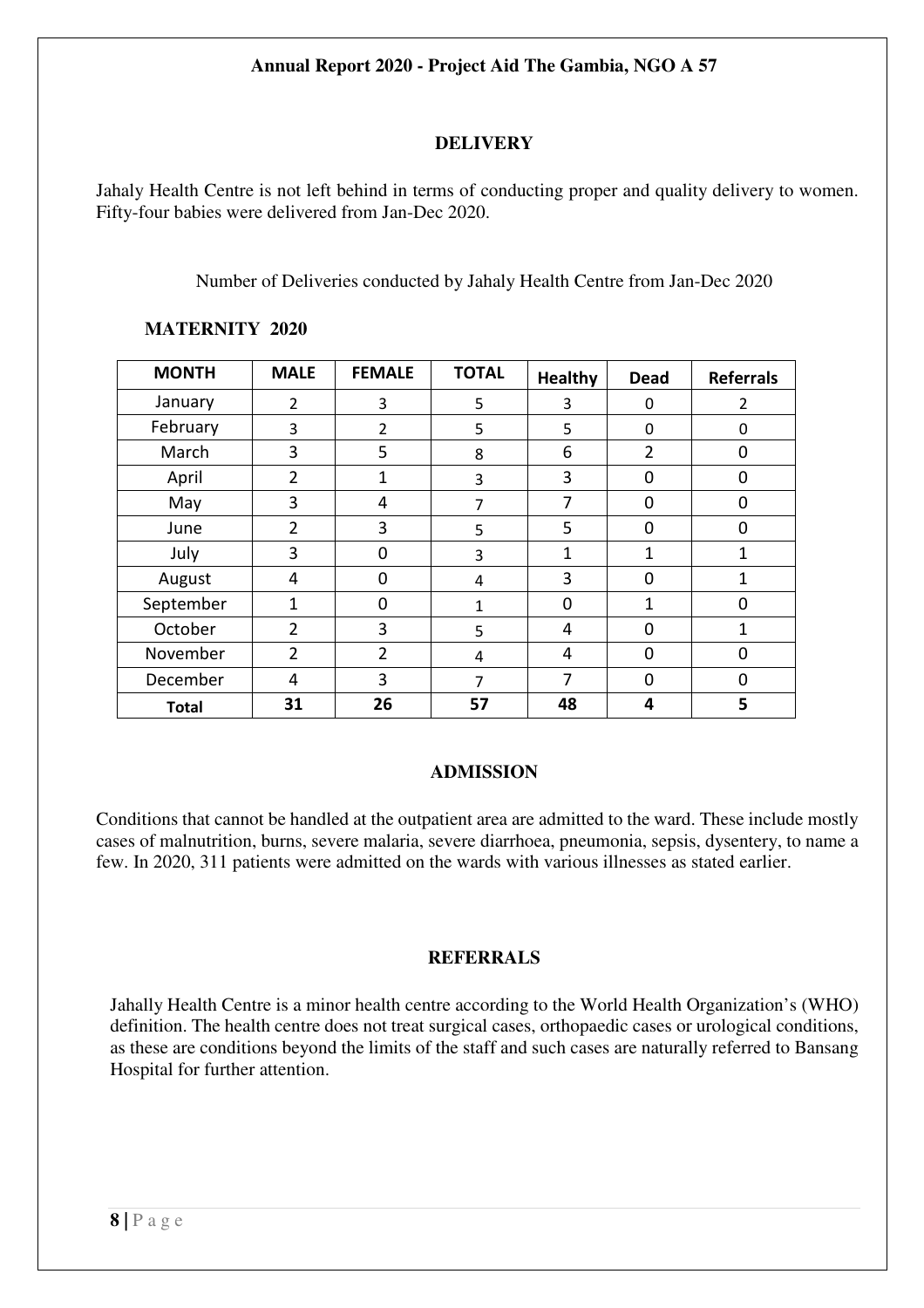## DELIVERY

Jahaly Health Centre is not left behind in terms of conducting proper and quality delivery to women. Fifty-four babies were delivered from Jan-Dec 2020.

Number of Deliveries conducted by Jahaly Health Centre from Jan-Dec 2020

**MATERNITY 2020**

| MONTH | MALE | FEMALE | TOTAL | Healthy | Dead | Referrals |
|---|---|---|---|---|---|---|
| January | 2 | 3 | 5 | 3 | 0 | 2 |
| February | 3 | 2 | 5 | 5 | 0 | 0 |
| March | 3 | 5 | 8 | 6 | 2 | 0 |
| April | 2 | 1 | 3 | 3 | 0 | 0 |
| May | 3 | 4 | 7 | 7 | 0 | 0 |
| June | 2 | 3 | 5 | 5 | 0 | 0 |
| July | 3 | 0 | 3 | 1 | 1 | 1 |
| August | 4 | 0 | 4 | 3 | 0 | 1 |
| September | 1 | 0 | 1 | 0 | 1 | 0 |
| October | 2 | 3 | 5 | 4 | 0 | 1 |
| November | 2 | 2 | 4 | 4 | 0 | 0 |
| December | 4 | 3 | 7 | 7 | 0 | 0 |
| **Total** | **31** | **26** | **57** | **48** | **4** | **5** |

## ADMISSION

Conditions that cannot be handled at the outpatient area are admitted to the ward. These include mostly cases of malnutrition, burns, severe malaria, severe diarrhoea, pneumonia, sepsis, dysentery, to name a few. In 2020, 311 patients were admitted on the wards with various illnesses as stated earlier.

## REFERRALS

Jahally Health Centre is a minor health centre according to the World Health Organization's (WHO) definition. The health centre does not treat surgical cases, orthopaedic cases or urological conditions, as these are conditions beyond the limits of the staff and such cases are naturally referred to Bansang Hospital for further attention.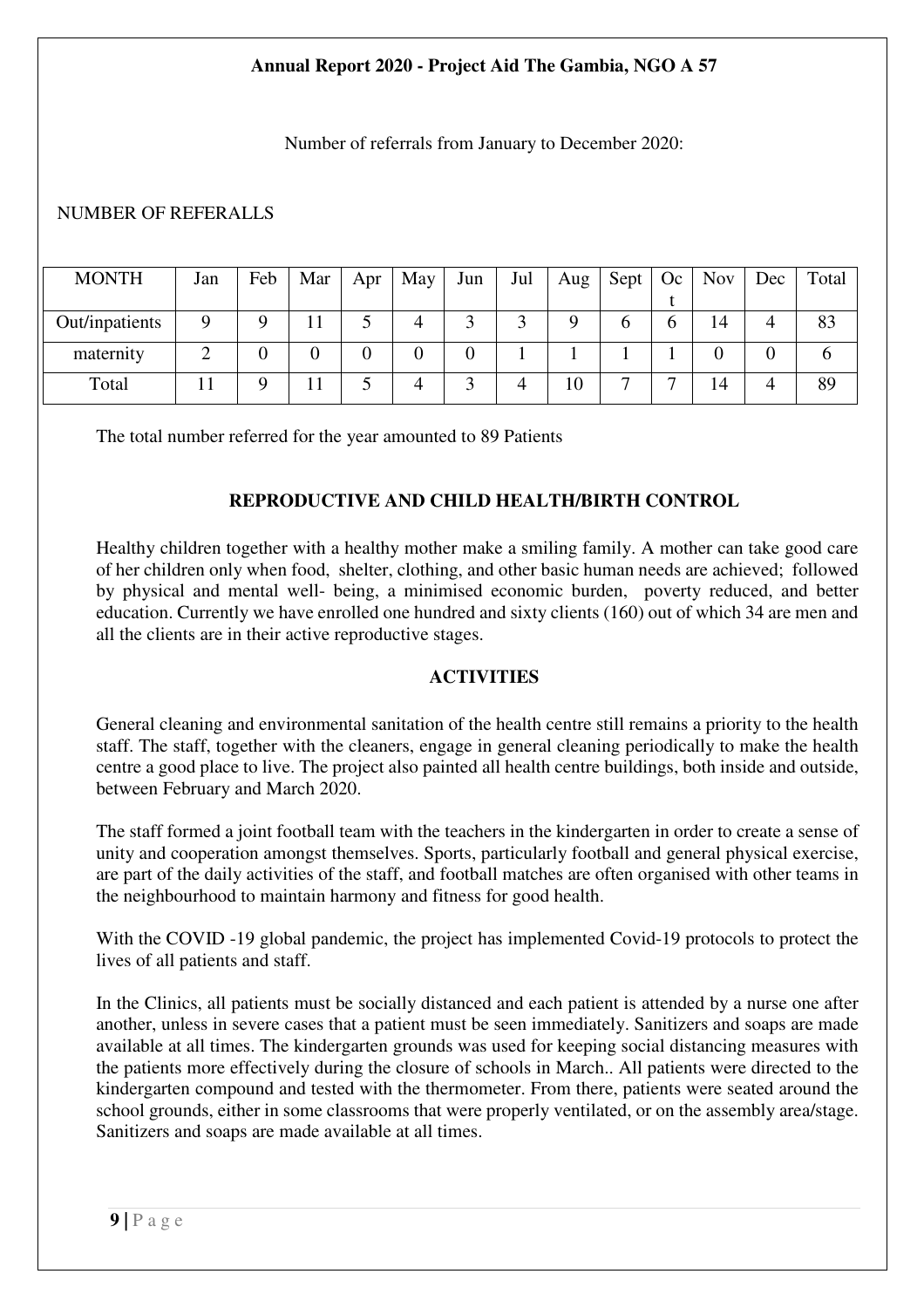Number of referrals from January to December 2020:

NUMBER OF REFERALLS

| MONTH | Jan | Feb | Mar | Apr | May | Jun | Jul | Aug | Sept | Oct | Nov | Dec | Total |
|---|---|---|---|---|---|---|---|---|---|---|---|---|---|
| Out/inpatients | 9 | 9 | 11 | 5 | 4 | 3 | 3 | 9 | 6 | 6 | 14 | 4 | 83 |
| maternity | 2 | 0 | 0 | 0 | 0 | 0 | 1 | 1 | 1 | 1 | 0 | 0 | 6 |
| Total | 11 | 9 | 11 | 5 | 4 | 3 | 4 | 10 | 7 | 7 | 14 | 4 | 89 |

The total number referred for the year amounted to 89 Patients

## REPRODUCTIVE AND CHILD HEALTH/BIRTH CONTROL

Healthy children together with a healthy mother make a smiling family. A mother can take good care of her children only when food, shelter, clothing, and other basic human needs are achieved; followed by physical and mental well- being, a minimised economic burden, poverty reduced, and better education. Currently we have enrolled one hundred and sixty clients (160) out of which 34 are men and all the clients are in their active reproductive stages.

## ACTIVITIES

General cleaning and environmental sanitation of the health centre still remains a priority to the health staff. The staff, together with the cleaners, engage in general cleaning periodically to make the health centre a good place to live. The project also painted all health centre buildings, both inside and outside, between February and March 2020.

The staff formed a joint football team with the teachers in the kindergarten in order to create a sense of unity and cooperation amongst themselves. Sports, particularly football and general physical exercise, are part of the daily activities of the staff, and football matches are often organised with other teams in the neighbourhood to maintain harmony and fitness for good health.

With the COVID -19 global pandemic, the project has implemented Covid-19 protocols to protect the lives of all patients and staff.

In the Clinics, all patients must be socially distanced and each patient is attended by a nurse one after another, unless in severe cases that a patient must be seen immediately. Sanitizers and soaps are made available at all times. The kindergarten grounds was used for keeping social distancing measures with the patients more effectively during the closure of schools in March.. All patients were directed to the kindergarten compound and tested with the thermometer. From there, patients were seated around the school grounds, either in some classrooms that were properly ventilated, or on the assembly area/stage. Sanitizers and soaps are made available at all times.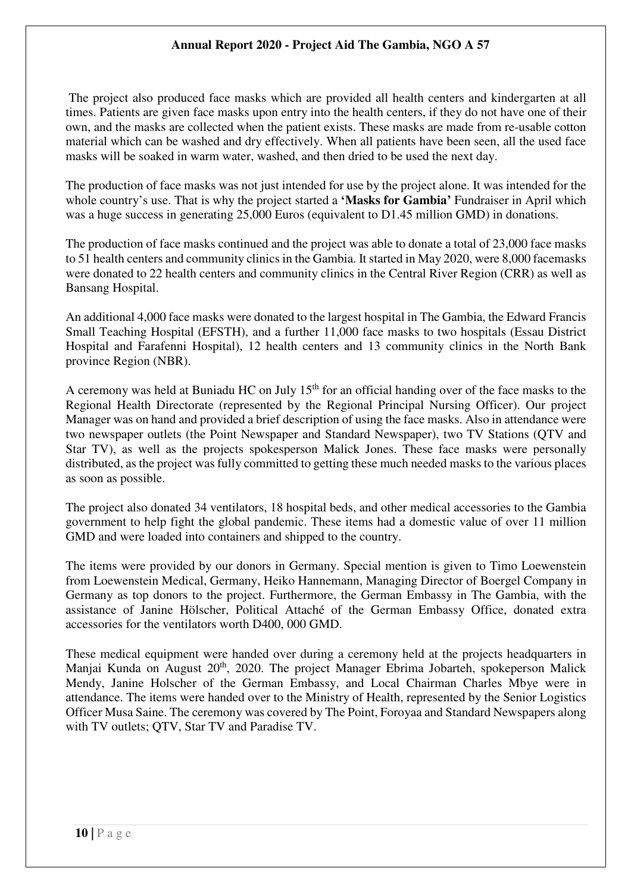The project also produced face masks which are provided all health centers and kindergarten at all times. Patients are given face masks upon entry into the health centers, if they do not have one of their own, and the masks are collected when the patient exists. These masks are made from re-usable cotton material which can be washed and dry effectively. When all patients have been seen, all the used face masks will be soaked in warm water, washed, and then dried to be used the next day.

The production of face masks was not just intended for use by the project alone. It was intended for the whole country's use. That is why the project started a **'Masks for Gambia'** Fundraiser in April which was a huge success in generating 25,000 Euros (equivalent to D1.45 million GMD) in donations.

The production of face masks continued and the project was able to donate a total of 23,000 face masks to 51 health centers and community clinics in the Gambia. It started in May 2020, were 8,000 facemasks were donated to 22 health centers and community clinics in the Central River Region (CRR) as well as Bansang Hospital.

An additional 4,000 face masks were donated to the largest hospital in The Gambia, the Edward Francis Small Teaching Hospital (EFSTH), and a further 11,000 face masks to two hospitals (Essau District Hospital and Farafenni Hospital), 12 health centers and 13 community clinics in the North Bank province Region (NBR).

A ceremony was held at Buniadu HC on July 15th for an official handing over of the face masks to the Regional Health Directorate (represented by the Regional Principal Nursing Officer). Our project Manager was on hand and provided a brief description of using the face masks. Also in attendance were two newspaper outlets (the Point Newspaper and Standard Newspaper), two TV Stations (QTV and Star TV), as well as the projects spokesperson Malick Jones. These face masks were personally distributed, as the project was fully committed to getting these much needed masks to the various places as soon as possible.

The project also donated 34 ventilators, 18 hospital beds, and other medical accessories to the Gambia government to help fight the global pandemic. These items had a domestic value of over 11 million GMD and were loaded into containers and shipped to the country.

The items were provided by our donors in Germany. Special mention is given to Timo Loewenstein from Loewenstein Medical, Germany, Heiko Hannemann, Managing Director of Boergel Company in Germany as top donors to the project. Furthermore, the German Embassy in The Gambia, with the assistance of Janine Hölscher, Political Attaché of the German Embassy Office, donated extra accessories for the ventilators worth D400, 000 GMD.

These medical equipment were handed over during a ceremony held at the projects headquarters in Manjai Kunda on August 20th, 2020. The project Manager Ebrima Jobarteh, spokeperson Malick Mendy, Janine Holscher of the German Embassy, and Local Chairman Charles Mbye were in attendance. The items were handed over to the Ministry of Health, represented by the Senior Logistics Officer Musa Saine. The ceremony was covered by The Point, Foroyaa and Standard Newspapers along with TV outlets; QTV, Star TV and Paradise TV.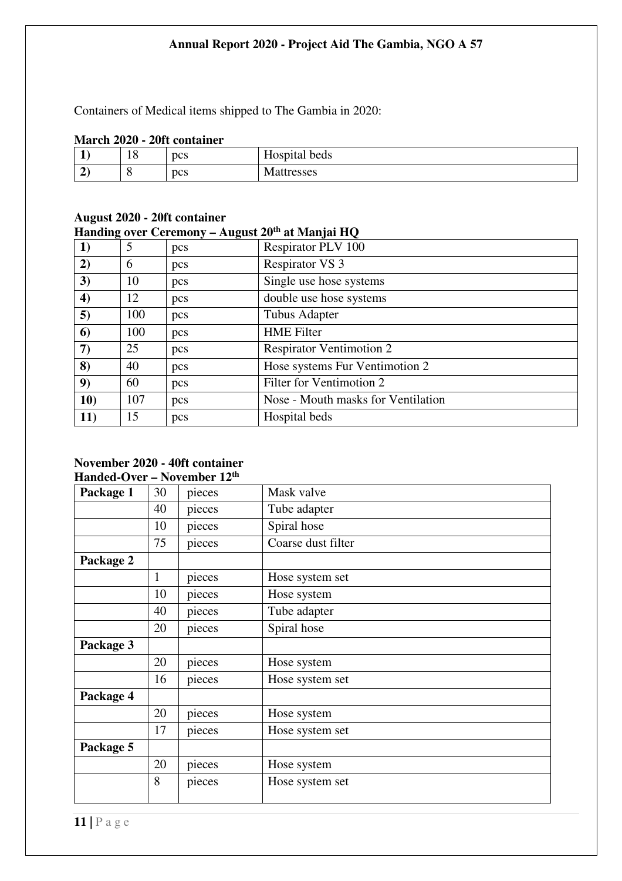Containers of Medical items shipped to The Gambia in 2020:

**March 2020 - 20ft container**

| | | | |
|---|---|---|---|
| **1)** | 18 | pcs | Hospital beds |
| **2)** | 8 | pcs | Mattresses |

**August 2020 - 20ft container**
**Handing over Ceremony – August 20th at Manjai HQ**

| | | | |
|---|---|---|---|
| **1)** | 5 | pcs | Respirator PLV 100 |
| **2)** | 6 | pcs | Respirator VS 3 |
| **3)** | 10 | pcs | Single use hose systems |
| **4)** | 12 | pcs | double use hose systems |
| **5)** | 100 | pcs | Tubus Adapter |
| **6)** | 100 | pcs | HME Filter |
| **7)** | 25 | pcs | Respirator Ventimotion 2 |
| **8)** | 40 | pcs | Hose systems Fur Ventimotion 2 |
| **9)** | 60 | pcs | Filter for Ventimotion 2 |
| **10)** | 107 | pcs | Nose - Mouth masks for Ventilation |
| **11)** | 15 | pcs | Hospital beds |

**November 2020 - 40ft container**
**Handed-Over – November 12th**

| | | | |
|---|---|---|---|
| **Package 1** | 30 | pieces | Mask valve |
| | 40 | pieces | Tube adapter |
| | 10 | pieces | Spiral hose |
| | 75 | pieces | Coarse dust filter |
| **Package 2** | | | |
| | 1 | pieces | Hose system set |
| | 10 | pieces | Hose system |
| | 40 | pieces | Tube adapter |
| | 20 | pieces | Spiral hose |
| **Package 3** | | | |
| | 20 | pieces | Hose system |
| | 16 | pieces | Hose system set |
| **Package 4** | | | |
| | 20 | pieces | Hose system |
| | 17 | pieces | Hose system set |
| **Package 5** | | | |
| | 20 | pieces | Hose system |
| | 8 | pieces | Hose system set |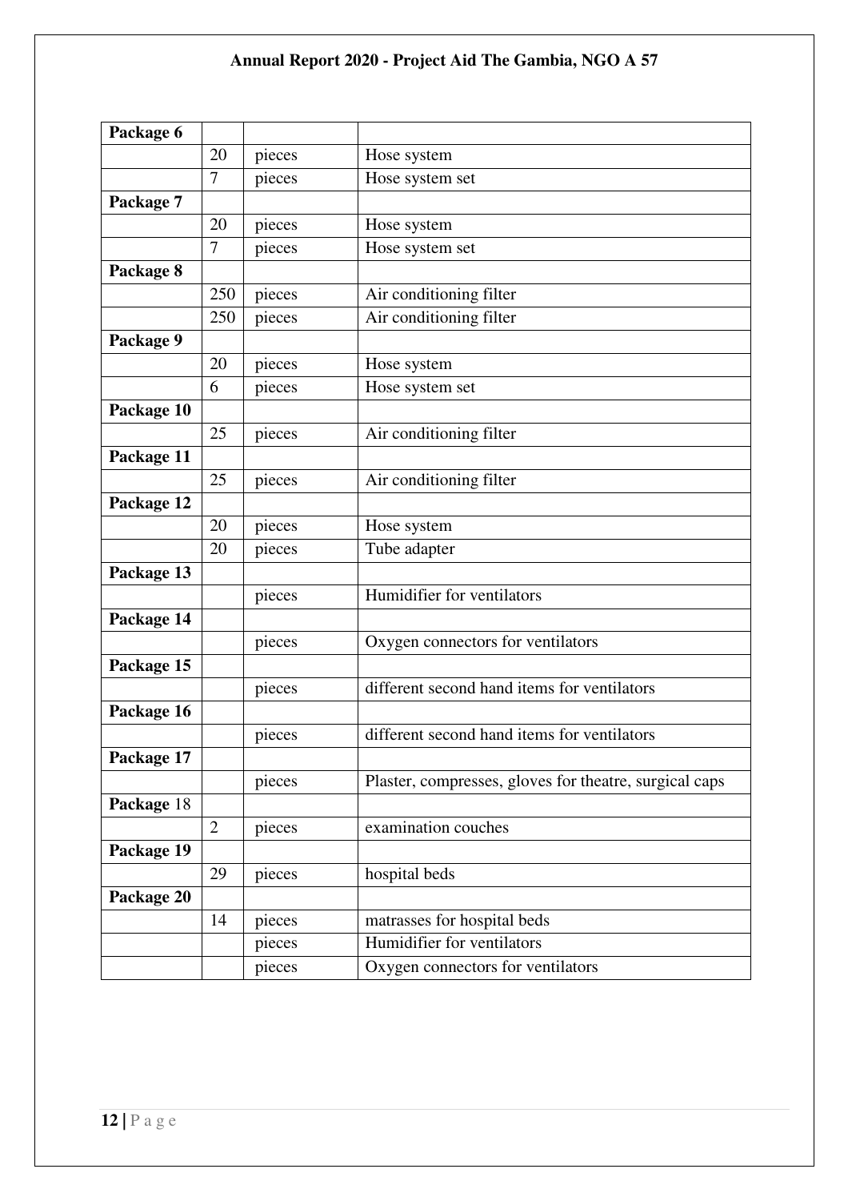| Package 6 | | | |
|---|---|---|---|
| | 20 | pieces | Hose system |
| | 7 | pieces | Hose system set |
| **Package 7** | | | |
| | 20 | pieces | Hose system |
| | 7 | pieces | Hose system set |
| **Package 8** | | | |
| | 250 | pieces | Air conditioning filter |
| | 250 | pieces | Air conditioning filter |
| **Package 9** | | | |
| | 20 | pieces | Hose system |
| | 6 | pieces | Hose system set |
| **Package 10** | | | |
| | 25 | pieces | Air conditioning filter |
| **Package 11** | | | |
| | 25 | pieces | Air conditioning filter |
| **Package 12** | | | |
| | 20 | pieces | Hose system |
| | 20 | pieces | Tube adapter |
| **Package 13** | | | |
| | | pieces | Humidifier for ventilators |
| **Package 14** | | | |
| | | pieces | Oxygen connectors for ventilators |
| **Package 15** | | | |
| | | pieces | different second hand items for ventilators |
| **Package 16** | | | |
| | | pieces | different second hand items for ventilators |
| **Package 17** | | | |
| | | pieces | Plaster, compresses, gloves for theatre, surgical caps |
| **Package** 18 | | | |
| | 2 | pieces | examination couches |
| **Package 19** | | | |
| | 29 | pieces | hospital beds |
| **Package 20** | | | |
| | 14 | pieces | matrasses for hospital beds |
| | | pieces | Humidifier for ventilators |
| | | pieces | Oxygen connectors for ventilators |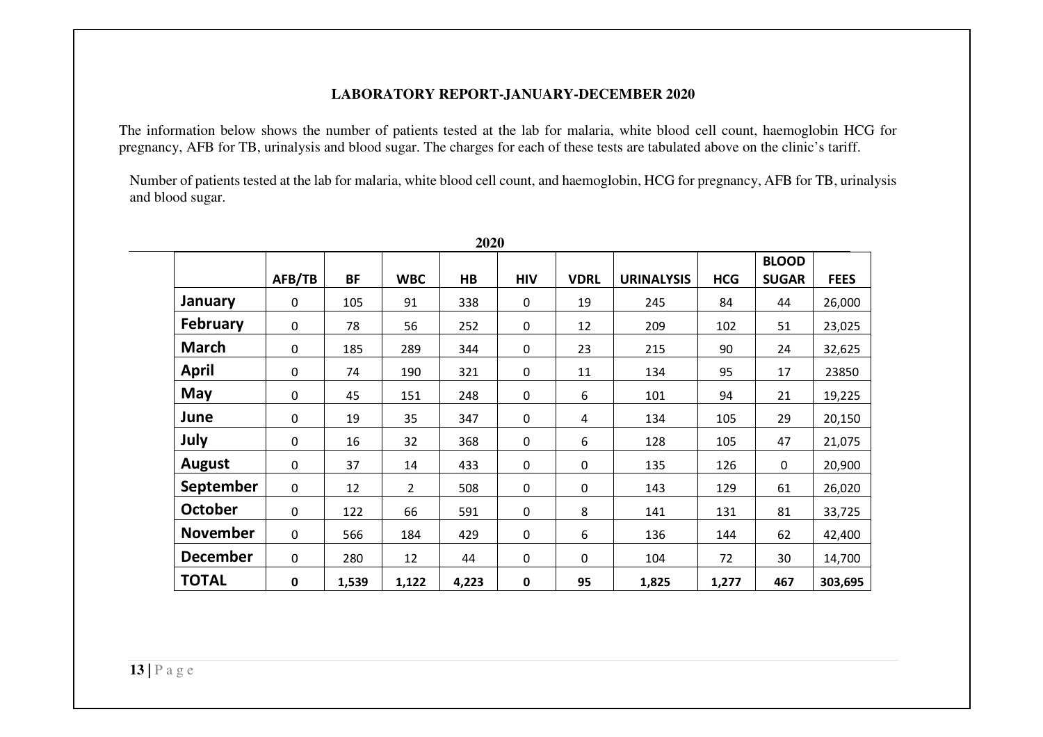**LABORATORY REPORT-JANUARY-DECEMBER 2020**

The information below shows the number of patients tested at the lab for malaria, white blood cell count, haemoglobin HCG for pregnancy, AFB for TB, urinalysis and blood sugar. The charges for each of these tests are tabulated above on the clinic's tariff.

Number of patients tested at the lab for malaria, white blood cell count, and haemoglobin, HCG for pregnancy, AFB for TB, urinalysis and blood sugar.

**2020**

| | AFB/TB | BF | WBC | HB | HIV | VDRL | URINALYSIS | HCG | BLOOD SUGAR | FEES |
|---|---|---|---|---|---|---|---|---|---|---|
| **January** | 0 | 105 | 91 | 338 | 0 | 19 | 245 | 84 | 44 | 26,000 |
| **February** | 0 | 78 | 56 | 252 | 0 | 12 | 209 | 102 | 51 | 23,025 |
| **March** | 0 | 185 | 289 | 344 | 0 | 23 | 215 | 90 | 24 | 32,625 |
| **April** | 0 | 74 | 190 | 321 | 0 | 11 | 134 | 95 | 17 | 23850 |
| **May** | 0 | 45 | 151 | 248 | 0 | 6 | 101 | 94 | 21 | 19,225 |
| **June** | 0 | 19 | 35 | 347 | 0 | 4 | 134 | 105 | 29 | 20,150 |
| **July** | 0 | 16 | 32 | 368 | 0 | 6 | 128 | 105 | 47 | 21,075 |
| **August** | 0 | 37 | 14 | 433 | 0 | 0 | 135 | 126 | 0 | 20,900 |
| **September** | 0 | 12 | 2 | 508 | 0 | 0 | 143 | 129 | 61 | 26,020 |
| **October** | 0 | 122 | 66 | 591 | 0 | 8 | 141 | 131 | 81 | 33,725 |
| **November** | 0 | 566 | 184 | 429 | 0 | 6 | 136 | 144 | 62 | 42,400 |
| **December** | 0 | 280 | 12 | 44 | 0 | 0 | 104 | 72 | 30 | 14,700 |
| **TOTAL** | **0** | **1,539** | **1,122** | **4,223** | **0** | **95** | **1,825** | **1,277** | **467** | **303,695** |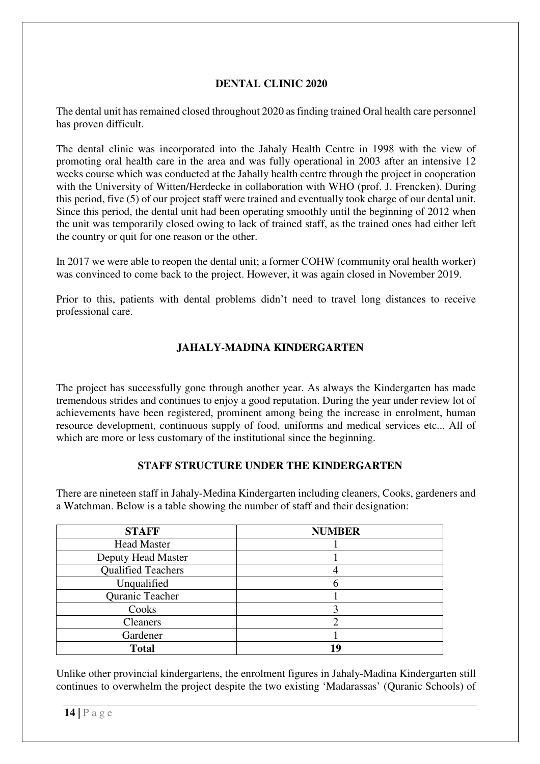## DENTAL CLINIC 2020

The dental unit has remained closed throughout 2020 as finding trained Oral health care personnel has proven difficult.

The dental clinic was incorporated into the Jahaly Health Centre in 1998 with the view of promoting oral health care in the area and was fully operational in 2003 after an intensive 12 weeks course which was conducted at the Jahally health centre through the project in cooperation with the University of Witten/Herdecke in collaboration with WHO (prof. J. Frencken). During this period, five (5) of our project staff were trained and eventually took charge of our dental unit. Since this period, the dental unit had been operating smoothly until the beginning of 2012 when the unit was temporarily closed owing to lack of trained staff, as the trained ones had either left the country or quit for one reason or the other.

In 2017 we were able to reopen the dental unit; a former COHW (community oral health worker) was convinced to come back to the project. However, it was again closed in November 2019.

Prior to this, patients with dental problems didn't need to travel long distances to receive professional care.

## JAHALY-MADINA KINDERGARTEN

The project has successfully gone through another year. As always the Kindergarten has made tremendous strides and continues to enjoy a good reputation. During the year under review lot of achievements have been registered, prominent among being the increase in enrolment, human resource development, continuous supply of food, uniforms and medical services etc... All of which are more or less customary of the institutional since the beginning.

### STAFF STRUCTURE UNDER THE KINDERGARTEN

There are nineteen staff in Jahaly-Medina Kindergarten including cleaners, Cooks, gardeners and a Watchman. Below is a table showing the number of staff and their designation:

| STAFF | NUMBER |
|---|---|
| Head Master | 1 |
| Deputy Head Master | 1 |
| Qualified Teachers | 4 |
| Unqualified | 6 |
| Quranic Teacher | 1 |
| Cooks | 3 |
| Cleaners | 2 |
| Gardener | 1 |
| **Total** | **19** |

Unlike other provincial kindergartens, the enrolment figures in Jahaly-Madina Kindergarten still continues to overwhelm the project despite the two existing 'Madarassas' (Quranic Schools) of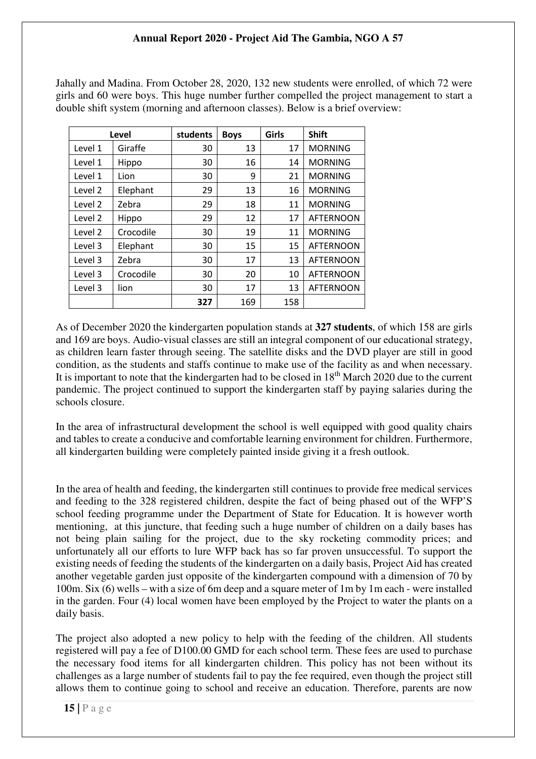Jahally and Madina. From October 28, 2020, 132 new students were enrolled, of which 72 were girls and 60 were boys. This huge number further compelled the project management to start a double shift system (morning and afternoon classes). Below is a brief overview:

| Level | | students | Boys | Girls | Shift |
|---|---|---|---|---|---|
| Level 1 | Giraffe | 30 | 13 | 17 | MORNING |
| Level 1 | Hippo | 30 | 16 | 14 | MORNING |
| Level 1 | Lion | 30 | 9 | 21 | MORNING |
| Level 2 | Elephant | 29 | 13 | 16 | MORNING |
| Level 2 | Zebra | 29 | 18 | 11 | MORNING |
| Level 2 | Hippo | 29 | 12 | 17 | AFTERNOON |
| Level 2 | Crocodile | 30 | 19 | 11 | MORNING |
| Level 3 | Elephant | 30 | 15 | 15 | AFTERNOON |
| Level 3 | Zebra | 30 | 17 | 13 | AFTERNOON |
| Level 3 | Crocodile | 30 | 20 | 10 | AFTERNOON |
| Level 3 | lion | 30 | 17 | 13 | AFTERNOON |
| | | **327** | 169 | 158 | |

As of December 2020 the kindergarten population stands at **327 students**, of which 158 are girls and 169 are boys. Audio-visual classes are still an integral component of our educational strategy, as children learn faster through seeing. The satellite disks and the DVD player are still in good condition, as the students and staffs continue to make use of the facility as and when necessary. It is important to note that the kindergarten had to be closed in 18th March 2020 due to the current pandemic. The project continued to support the kindergarten staff by paying salaries during the schools closure.

In the area of infrastructural development the school is well equipped with good quality chairs and tables to create a conducive and comfortable learning environment for children. Furthermore, all kindergarten building were completely painted inside giving it a fresh outlook.

In the area of health and feeding, the kindergarten still continues to provide free medical services and feeding to the 328 registered children, despite the fact of being phased out of the WFP'S school feeding programme under the Department of State for Education. It is however worth mentioning, at this juncture, that feeding such a huge number of children on a daily bases has not being plain sailing for the project, due to the sky rocketing commodity prices; and unfortunately all our efforts to lure WFP back has so far proven unsuccessful. To support the existing needs of feeding the students of the kindergarten on a daily basis, Project Aid has created another vegetable garden just opposite of the kindergarten compound with a dimension of 70 by 100m. Six (6) wells – with a size of 6m deep and a square meter of 1m by 1m each - were installed in the garden. Four (4) local women have been employed by the Project to water the plants on a daily basis.

The project also adopted a new policy to help with the feeding of the children. All students registered will pay a fee of D100.00 GMD for each school term. These fees are used to purchase the necessary food items for all kindergarten children. This policy has not been without its challenges as a large number of students fail to pay the fee required, even though the project still allows them to continue going to school and receive an education. Therefore, parents are now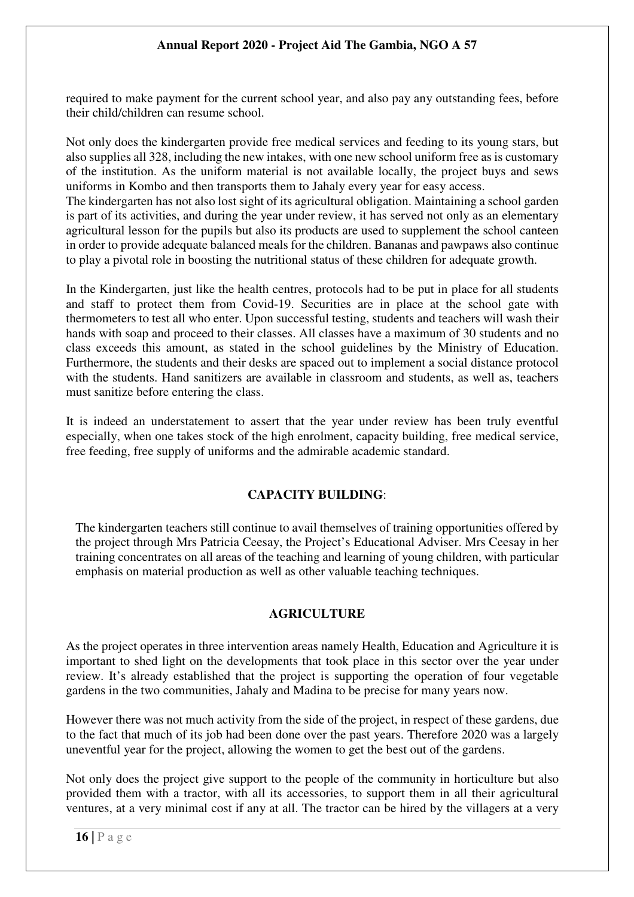required to make payment for the current school year, and also pay any outstanding fees, before their child/children can resume school.

Not only does the kindergarten provide free medical services and feeding to its young stars, but also supplies all 328, including the new intakes, with one new school uniform free as is customary of the institution. As the uniform material is not available locally, the project buys and sews uniforms in Kombo and then transports them to Jahaly every year for easy access.
The kindergarten has not also lost sight of its agricultural obligation. Maintaining a school garden is part of its activities, and during the year under review, it has served not only as an elementary agricultural lesson for the pupils but also its products are used to supplement the school canteen in order to provide adequate balanced meals for the children. Bananas and pawpaws also continue to play a pivotal role in boosting the nutritional status of these children for adequate growth.

In the Kindergarten, just like the health centres, protocols had to be put in place for all students and staff to protect them from Covid-19. Securities are in place at the school gate with thermometers to test all who enter. Upon successful testing, students and teachers will wash their hands with soap and proceed to their classes. All classes have a maximum of 30 students and no class exceeds this amount, as stated in the school guidelines by the Ministry of Education. Furthermore, the students and their desks are spaced out to implement a social distance protocol with the students. Hand sanitizers are available in classroom and students, as well as, teachers must sanitize before entering the class.

It is indeed an understatement to assert that the year under review has been truly eventful especially, when one takes stock of the high enrolment, capacity building, free medical service, free feeding, free supply of uniforms and the admirable academic standard.

## CAPACITY BUILDING:

The kindergarten teachers still continue to avail themselves of training opportunities offered by the project through Mrs Patricia Ceesay, the Project's Educational Adviser. Mrs Ceesay in her training concentrates on all areas of the teaching and learning of young children, with particular emphasis on material production as well as other valuable teaching techniques.

## AGRICULTURE

As the project operates in three intervention areas namely Health, Education and Agriculture it is important to shed light on the developments that took place in this sector over the year under review. It's already established that the project is supporting the operation of four vegetable gardens in the two communities, Jahaly and Madina to be precise for many years now.

However there was not much activity from the side of the project, in respect of these gardens, due to the fact that much of its job had been done over the past years. Therefore 2020 was a largely uneventful year for the project, allowing the women to get the best out of the gardens.

Not only does the project give support to the people of the community in horticulture but also provided them with a tractor, with all its accessories, to support them in all their agricultural ventures, at a very minimal cost if any at all. The tractor can be hired by the villagers at a very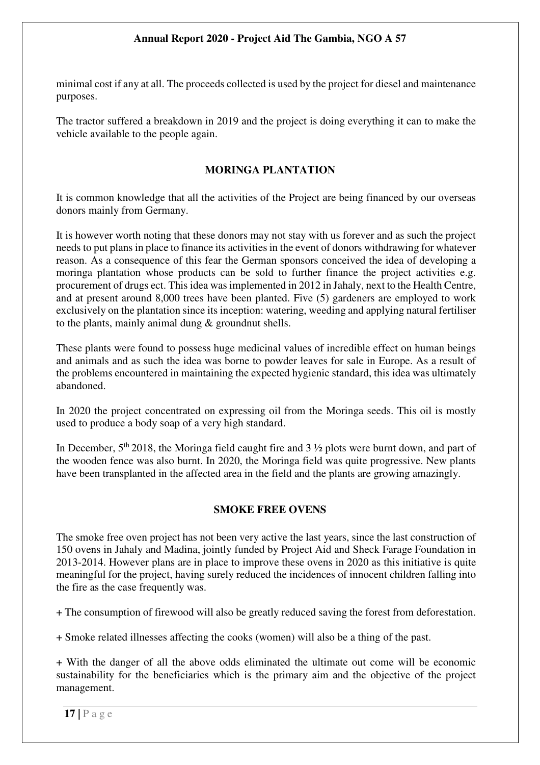minimal cost if any at all. The proceeds collected is used by the project for diesel and maintenance purposes.

The tractor suffered a breakdown in 2019 and the project is doing everything it can to make the vehicle available to the people again.

## MORINGA PLANTATION

It is common knowledge that all the activities of the Project are being financed by our overseas donors mainly from Germany.

It is however worth noting that these donors may not stay with us forever and as such the project needs to put plans in place to finance its activities in the event of donors withdrawing for whatever reason. As a consequence of this fear the German sponsors conceived the idea of developing a moringa plantation whose products can be sold to further finance the project activities e.g. procurement of drugs ect. This idea was implemented in 2012 in Jahaly, next to the Health Centre, and at present around 8,000 trees have been planted. Five (5) gardeners are employed to work exclusively on the plantation since its inception: watering, weeding and applying natural fertiliser to the plants, mainly animal dung & groundnut shells.

These plants were found to possess huge medicinal values of incredible effect on human beings and animals and as such the idea was borne to powder leaves for sale in Europe. As a result of the problems encountered in maintaining the expected hygienic standard, this idea was ultimately abandoned.

In 2020 the project concentrated on expressing oil from the Moringa seeds. This oil is mostly used to produce a body soap of a very high standard.

In December, 5th 2018, the Moringa field caught fire and 3 ½ plots were burnt down, and part of the wooden fence was also burnt. In 2020, the Moringa field was quite progressive. New plants have been transplanted in the affected area in the field and the plants are growing amazingly.

## SMOKE FREE OVENS

The smoke free oven project has not been very active the last years, since the last construction of 150 ovens in Jahaly and Madina, jointly funded by Project Aid and Sheck Farage Foundation in 2013-2014. However plans are in place to improve these ovens in 2020 as this initiative is quite meaningful for the project, having surely reduced the incidences of innocent children falling into the fire as the case frequently was.

+ The consumption of firewood will also be greatly reduced saving the forest from deforestation.

+ Smoke related illnesses affecting the cooks (women) will also be a thing of the past.

+ With the danger of all the above odds eliminated the ultimate out come will be economic sustainability for the beneficiaries which is the primary aim and the objective of the project management.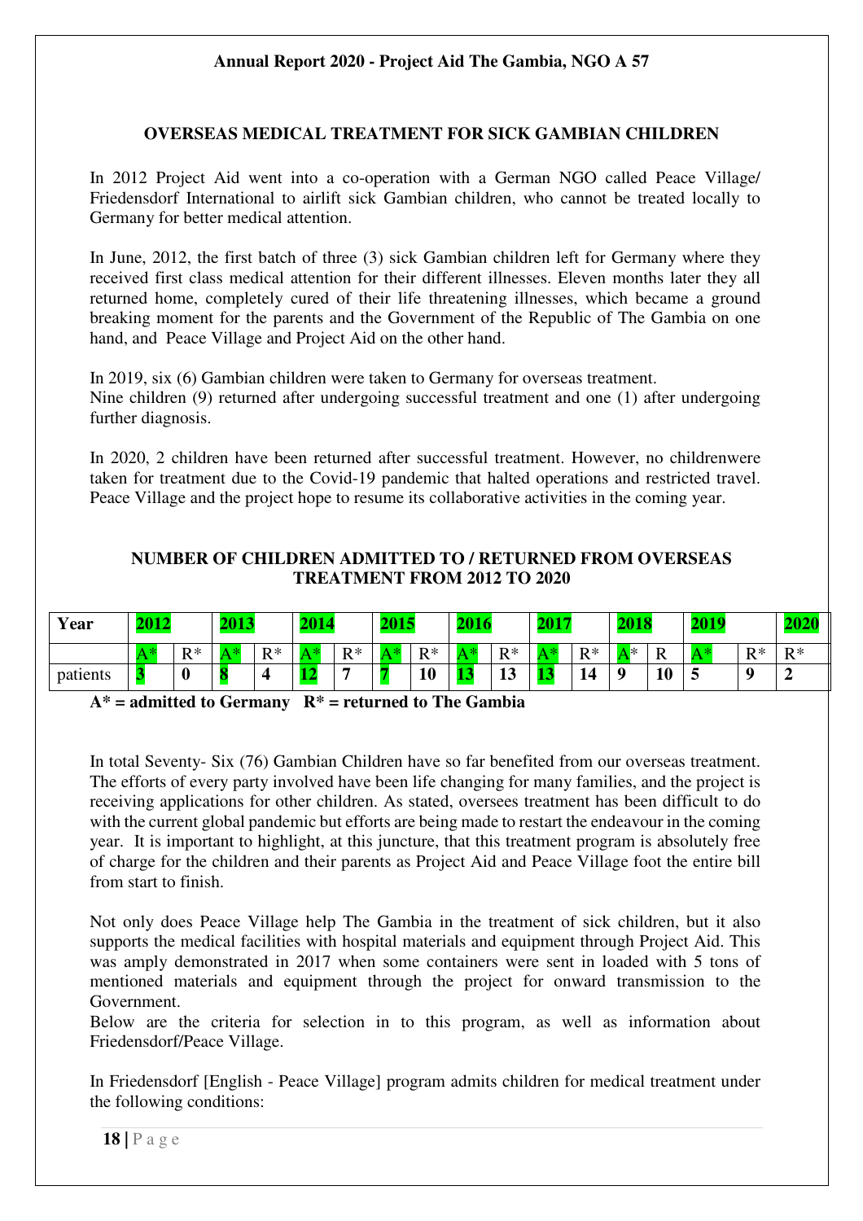## OVERSEAS MEDICAL TREATMENT FOR SICK GAMBIAN CHILDREN

In 2012 Project Aid went into a co-operation with a German NGO called Peace Village/ Friedensdorf International to airlift sick Gambian children, who cannot be treated locally to Germany for better medical attention.

In June, 2012, the first batch of three (3) sick Gambian children left for Germany where they received first class medical attention for their different illnesses. Eleven months later they all returned home, completely cured of their life threatening illnesses, which became a ground breaking moment for the parents and the Government of the Republic of The Gambia on one hand, and Peace Village and Project Aid on the other hand.

In 2019, six (6) Gambian children were taken to Germany for overseas treatment. Nine children (9) returned after undergoing successful treatment and one (1) after undergoing further diagnosis.

In 2020, 2 children have been returned after successful treatment. However, no childrenwere taken for treatment due to the Covid-19 pandemic that halted operations and restricted travel. Peace Village and the project hope to resume its collaborative activities in the coming year.

### NUMBER OF CHILDREN ADMITTED TO / RETURNED FROM OVERSEAS TREATMENT FROM 2012 TO 2020

| Year | 2012 | | 2013 | | 2014 | | 2015 | | 2016 | | 2017 | | 2018 | | 2019 | | 2020 |
|---|---|---|---|---|---|---|---|---|---|---|---|---|---|---|---|---|---|
| | A* | R* | A* | R* | A* | R* | A* | R* | A* | R* | A* | R* | A* | R | A* | R* | R* |
| patients | **3** | **0** | **8** | **4** | **12** | **7** | **7** | **10** | **13** | **13** | **13** | **14** | **9** | **10** | **5** | **9** | **2** |

**A* = admitted to Germany R* = returned to The Gambia**

In total Seventy- Six (76) Gambian Children have so far benefited from our overseas treatment. The efforts of every party involved have been life changing for many families, and the project is receiving applications for other children. As stated, oversees treatment has been difficult to do with the current global pandemic but efforts are being made to restart the endeavour in the coming year. It is important to highlight, at this juncture, that this treatment program is absolutely free of charge for the children and their parents as Project Aid and Peace Village foot the entire bill from start to finish.

Not only does Peace Village help The Gambia in the treatment of sick children, but it also supports the medical facilities with hospital materials and equipment through Project Aid. This was amply demonstrated in 2017 when some containers were sent in loaded with 5 tons of mentioned materials and equipment through the project for onward transmission to the Government.

Below are the criteria for selection in to this program, as well as information about Friedensdorf/Peace Village.

In Friedensdorf [English - Peace Village] program admits children for medical treatment under the following conditions: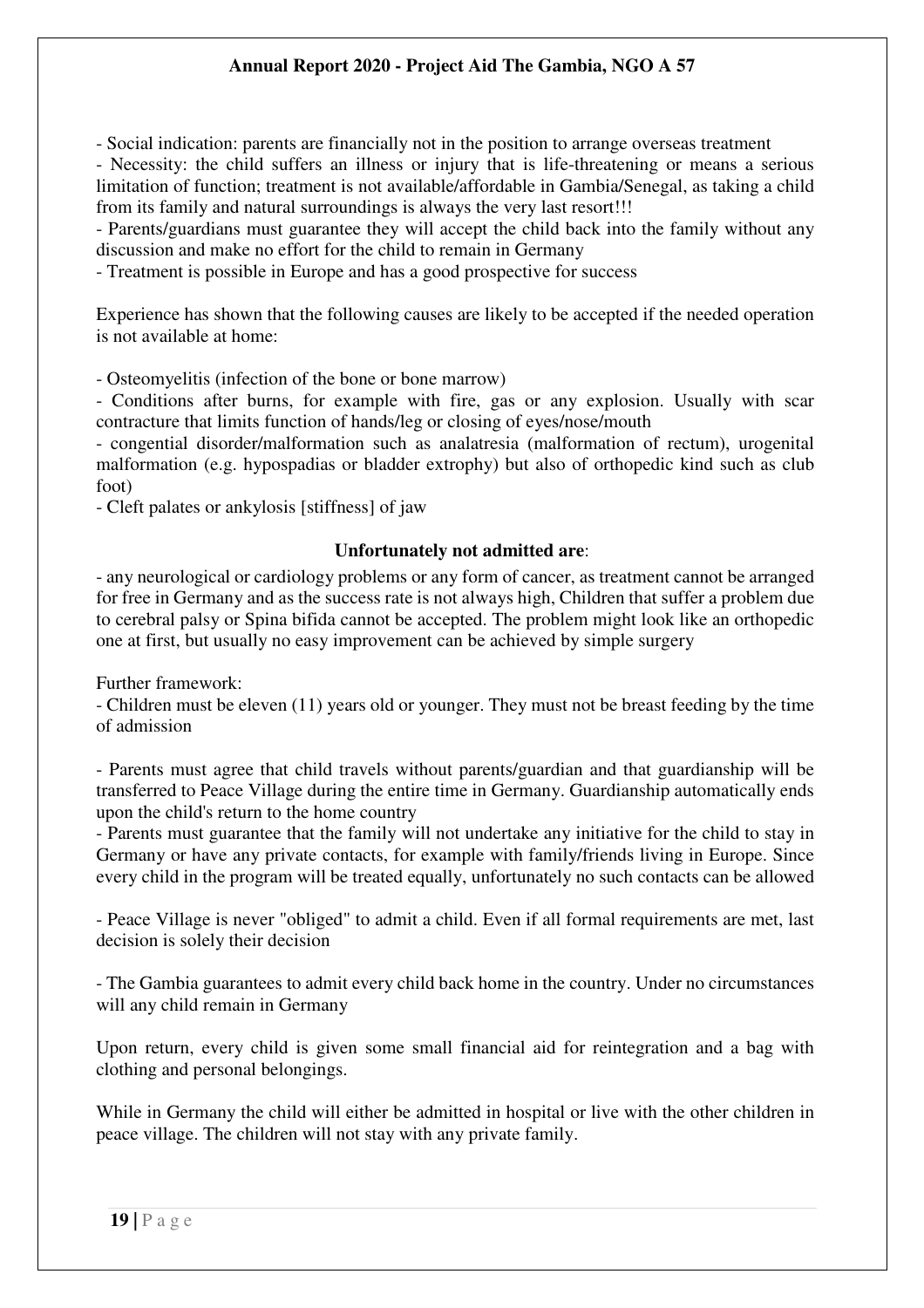- Social indication: parents are financially not in the position to arrange overseas treatment
- Necessity: the child suffers an illness or injury that is life-threatening or means a serious limitation of function; treatment is not available/affordable in Gambia/Senegal, as taking a child from its family and natural surroundings is always the very last resort!!!
- Parents/guardians must guarantee they will accept the child back into the family without any discussion and make no effort for the child to remain in Germany
- Treatment is possible in Europe and has a good prospective for success

Experience has shown that the following causes are likely to be accepted if the needed operation is not available at home:

- Osteomyelitis (infection of the bone or bone marrow)
- Conditions after burns, for example with fire, gas or any explosion. Usually with scar contracture that limits function of hands/leg or closing of eyes/nose/mouth
- congential disorder/malformation such as analatresia (malformation of rectum), urogenital malformation (e.g. hypospadias or bladder extrophy) but also of orthopedic kind such as club foot)
- Cleft palates or ankylosis [stiffness] of jaw

**Unfortunately not admitted are**:

- any neurological or cardiology problems or any form of cancer, as treatment cannot be arranged for free in Germany and as the success rate is not always high, Children that suffer a problem due to cerebral palsy or Spina bifida cannot be accepted. The problem might look like an orthopedic one at first, but usually no easy improvement can be achieved by simple surgery

Further framework:

- Children must be eleven (11) years old or younger. They must not be breast feeding by the time of admission

- Parents must agree that child travels without parents/guardian and that guardianship will be transferred to Peace Village during the entire time in Germany. Guardianship automatically ends upon the child's return to the home country
- Parents must guarantee that the family will not undertake any initiative for the child to stay in Germany or have any private contacts, for example with family/friends living in Europe. Since every child in the program will be treated equally, unfortunately no such contacts can be allowed

- Peace Village is never "obliged" to admit a child. Even if all formal requirements are met, last decision is solely their decision

- The Gambia guarantees to admit every child back home in the country. Under no circumstances will any child remain in Germany

Upon return, every child is given some small financial aid for reintegration and a bag with clothing and personal belongings.

While in Germany the child will either be admitted in hospital or live with the other children in peace village. The children will not stay with any private family.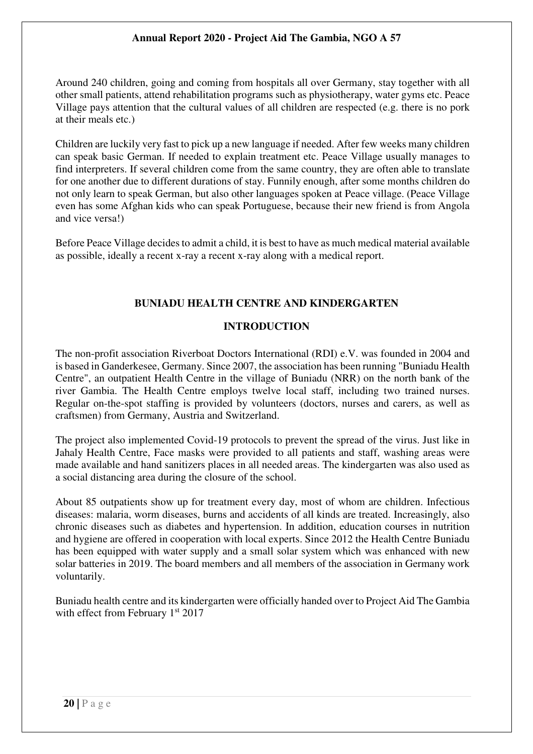Around 240 children, going and coming from hospitals all over Germany, stay together with all other small patients, attend rehabilitation programs such as physiotherapy, water gyms etc. Peace Village pays attention that the cultural values of all children are respected (e.g. there is no pork at their meals etc.)

Children are luckily very fast to pick up a new language if needed. After few weeks many children can speak basic German. If needed to explain treatment etc. Peace Village usually manages to find interpreters. If several children come from the same country, they are often able to translate for one another due to different durations of stay. Funnily enough, after some months children do not only learn to speak German, but also other languages spoken at Peace village. (Peace Village even has some Afghan kids who can speak Portuguese, because their new friend is from Angola and vice versa!)

Before Peace Village decides to admit a child, it is best to have as much medical material available as possible, ideally a recent x-ray a recent x-ray along with a medical report.

## BUNIADU HEALTH CENTRE AND KINDERGARTEN

### INTRODUCTION

The non-profit association Riverboat Doctors International (RDI) e.V. was founded in 2004 and is based in Ganderkesee, Germany. Since 2007, the association has been running "Buniadu Health Centre", an outpatient Health Centre in the village of Buniadu (NRR) on the north bank of the river Gambia. The Health Centre employs twelve local staff, including two trained nurses. Regular on-the-spot staffing is provided by volunteers (doctors, nurses and carers, as well as craftsmen) from Germany, Austria and Switzerland.

The project also implemented Covid-19 protocols to prevent the spread of the virus. Just like in Jahaly Health Centre, Face masks were provided to all patients and staff, washing areas were made available and hand sanitizers places in all needed areas. The kindergarten was also used as a social distancing area during the closure of the school.

About 85 outpatients show up for treatment every day, most of whom are children. Infectious diseases: malaria, worm diseases, burns and accidents of all kinds are treated. Increasingly, also chronic diseases such as diabetes and hypertension. In addition, education courses in nutrition and hygiene are offered in cooperation with local experts. Since 2012 the Health Centre Buniadu has been equipped with water supply and a small solar system which was enhanced with new solar batteries in 2019. The board members and all members of the association in Germany work voluntarily.

Buniadu health centre and its kindergarten were officially handed over to Project Aid The Gambia with effect from February 1st 2017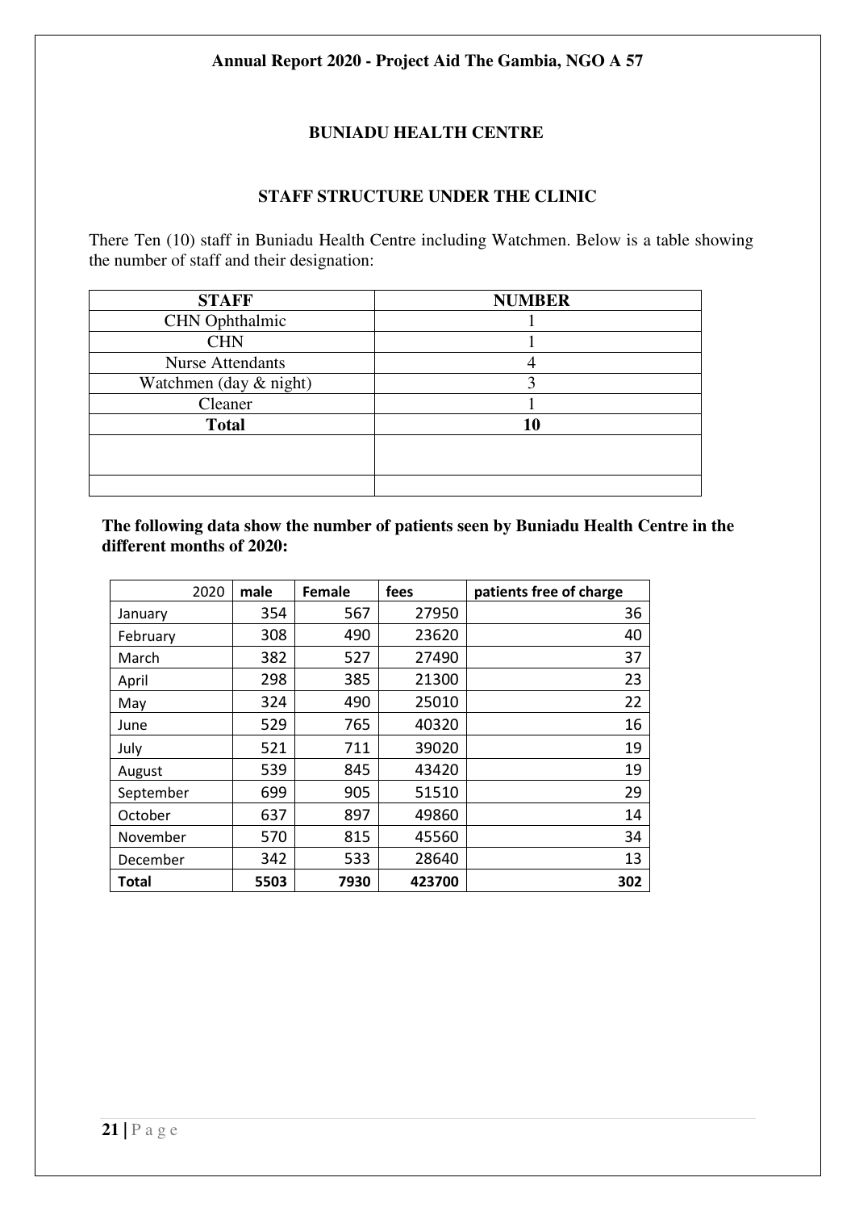## BUNIADU HEALTH CENTRE

### STAFF STRUCTURE UNDER THE CLINIC

There Ten (10) staff in Buniadu Health Centre including Watchmen. Below is a table showing the number of staff and their designation:

| STAFF | NUMBER |
|---|---|
| CHN Ophthalmic | 1 |
| CHN | 1 |
| Nurse Attendants | 4 |
| Watchmen (day & night) | 3 |
| Cleaner | 1 |
| **Total** | **10** |
| | |
| | |

**The following data show the number of patients seen by Buniadu Health Centre in the different months of 2020:**

| 2020 | male | Female | fees | patients free of charge |
|---|---|---|---|---|
| January | 354 | 567 | 27950 | 36 |
| February | 308 | 490 | 23620 | 40 |
| March | 382 | 527 | 27490 | 37 |
| April | 298 | 385 | 21300 | 23 |
| May | 324 | 490 | 25010 | 22 |
| June | 529 | 765 | 40320 | 16 |
| July | 521 | 711 | 39020 | 19 |
| August | 539 | 845 | 43420 | 19 |
| September | 699 | 905 | 51510 | 29 |
| October | 637 | 897 | 49860 | 14 |
| November | 570 | 815 | 45560 | 34 |
| December | 342 | 533 | 28640 | 13 |
| **Total** | **5503** | **7930** | **423700** | **302** |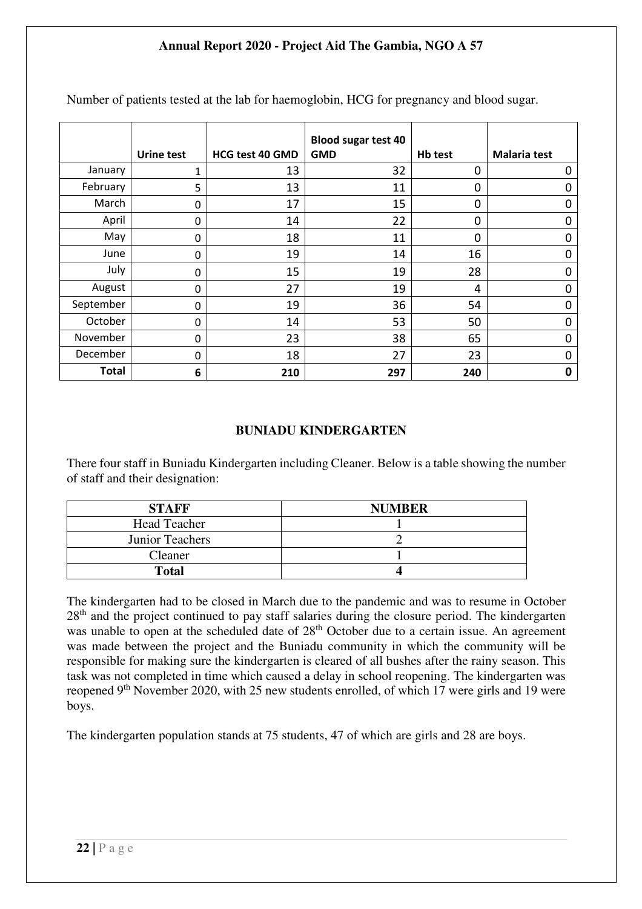Number of patients tested at the lab for haemoglobin, HCG for pregnancy and blood sugar.

| | Urine test | HCG test 40 GMD | Blood sugar test 40 GMD | Hb test | Malaria test |
|---|---|---|---|---|---|
| January | 1 | 13 | 32 | 0 | 0 |
| February | 5 | 13 | 11 | 0 | 0 |
| March | 0 | 17 | 15 | 0 | 0 |
| April | 0 | 14 | 22 | 0 | 0 |
| May | 0 | 18 | 11 | 0 | 0 |
| June | 0 | 19 | 14 | 16 | 0 |
| July | 0 | 15 | 19 | 28 | 0 |
| August | 0 | 27 | 19 | 4 | 0 |
| September | 0 | 19 | 36 | 54 | 0 |
| October | 0 | 14 | 53 | 50 | 0 |
| November | 0 | 23 | 38 | 65 | 0 |
| December | 0 | 18 | 27 | 23 | 0 |
| **Total** | **6** | **210** | **297** | **240** | **0** |

## BUNIADU KINDERGARTEN

There four staff in Buniadu Kindergarten including Cleaner. Below is a table showing the number of staff and their designation:

| STAFF | NUMBER |
|---|---|
| Head Teacher | 1 |
| Junior Teachers | 2 |
| Cleaner | 1 |
| **Total** | **4** |

The kindergarten had to be closed in March due to the pandemic and was to resume in October 28th and the project continued to pay staff salaries during the closure period. The kindergarten was unable to open at the scheduled date of 28th October due to a certain issue. An agreement was made between the project and the Buniadu community in which the community will be responsible for making sure the kindergarten is cleared of all bushes after the rainy season. This task was not completed in time which caused a delay in school reopening. The kindergarten was reopened 9th November 2020, with 25 new students enrolled, of which 17 were girls and 19 were boys.

The kindergarten population stands at 75 students, 47 of which are girls and 28 are boys.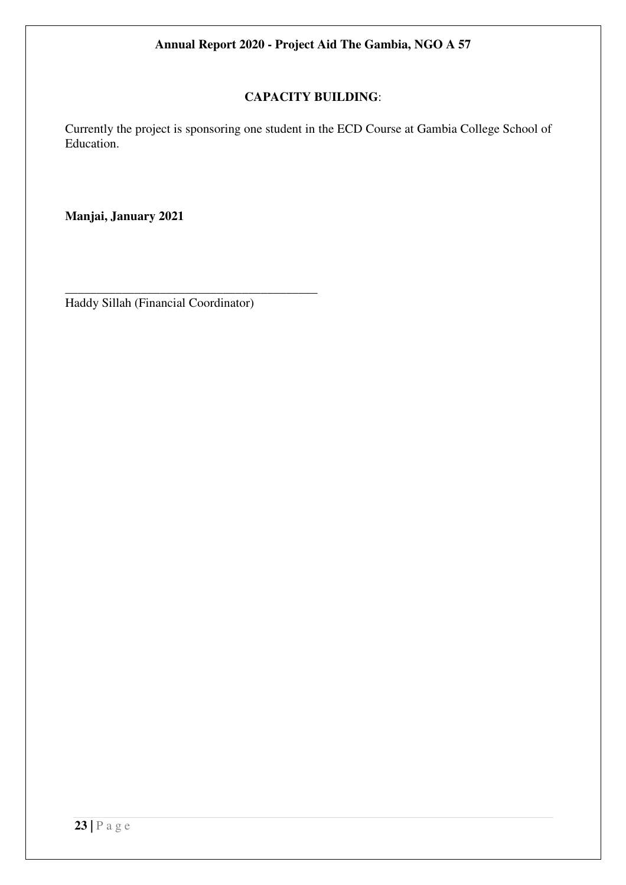## CAPACITY BUILDING:

Currently the project is sponsoring one student in the ECD Course at Gambia College School of Education.

**Manjai, January 2021**

_________________________________________

Haddy Sillah (Financial Coordinator)